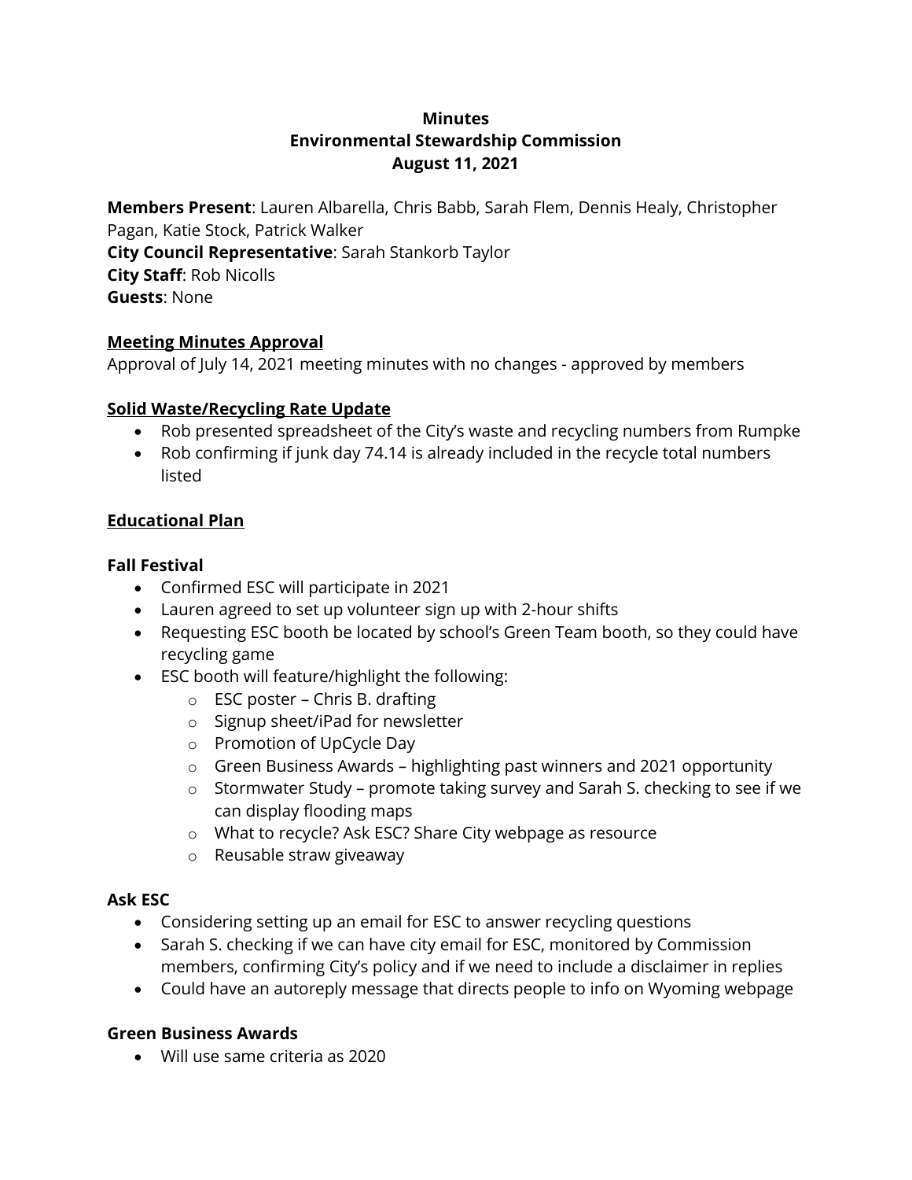**Minutes**
**Environmental Stewardship Commission**
**August 11, 2021**

**Members Present**: Lauren Albarella, Chris Babb, Sarah Flem, Dennis Healy, Christopher Pagan, Katie Stock, Patrick Walker
**City Council Representative**: Sarah Stankorb Taylor
**City Staff**: Rob Nicolls
**Guests**: None

## Meeting Minutes Approval

Approval of July 14, 2021 meeting minutes with no changes - approved by members

## Solid Waste/Recycling Rate Update

- Rob presented spreadsheet of the City's waste and recycling numbers from Rumpke
- Rob confirming if junk day 74.14 is already included in the recycle total numbers listed

## Educational Plan

### Fall Festival

- Confirmed ESC will participate in 2021
- Lauren agreed to set up volunteer sign up with 2-hour shifts
- Requesting ESC booth be located by school's Green Team booth, so they could have recycling game
- ESC booth will feature/highlight the following:
  - ESC poster – Chris B. drafting
  - Signup sheet/iPad for newsletter
  - Promotion of UpCycle Day
  - Green Business Awards – highlighting past winners and 2021 opportunity
  - Stormwater Study – promote taking survey and Sarah S. checking to see if we can display flooding maps
  - What to recycle? Ask ESC? Share City webpage as resource
  - Reusable straw giveaway

### Ask ESC

- Considering setting up an email for ESC to answer recycling questions
- Sarah S. checking if we can have city email for ESC, monitored by Commission members, confirming City's policy and if we need to include a disclaimer in replies
- Could have an autoreply message that directs people to info on Wyoming webpage

### Green Business Awards

- Will use same criteria as 2020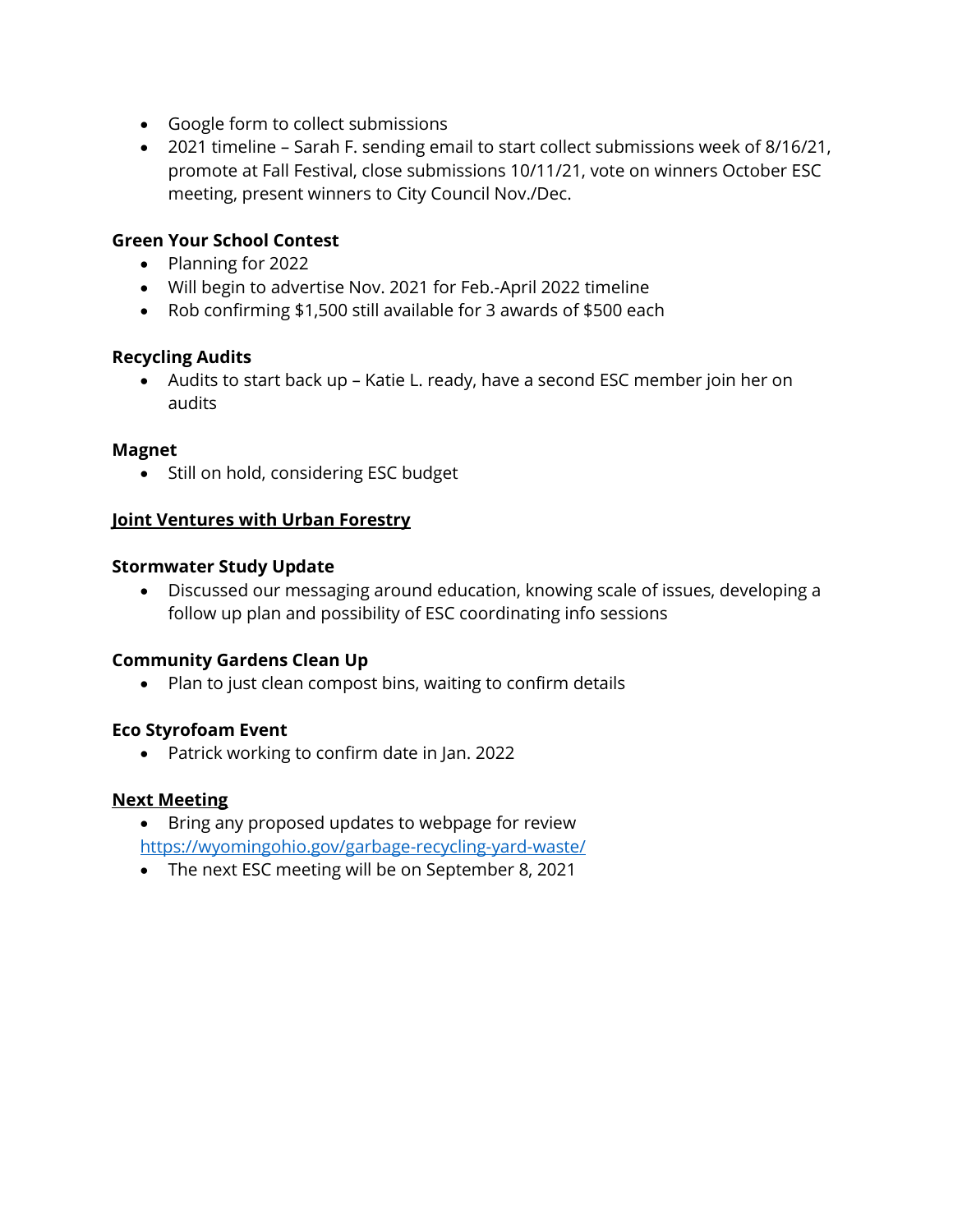- Google form to collect submissions
- 2021 timeline – Sarah F. sending email to start collect submissions week of 8/16/21, promote at Fall Festival, close submissions 10/11/21, vote on winners October ESC meeting, present winners to City Council Nov./Dec.

**Green Your School Contest**

- Planning for 2022
- Will begin to advertise Nov. 2021 for Feb.-April 2022 timeline
- Rob confirming $1,500 still available for 3 awards of $500 each

**Recycling Audits**

- Audits to start back up – Katie L. ready, have a second ESC member join her on audits

**Magnet**

- Still on hold, considering ESC budget

## Joint Ventures with Urban Forestry

**Stormwater Study Update**

- Discussed our messaging around education, knowing scale of issues, developing a follow up plan and possibility of ESC coordinating info sessions

**Community Gardens Clean Up**

- Plan to just clean compost bins, waiting to confirm details

**Eco Styrofoam Event**

- Patrick working to confirm date in Jan. 2022

## Next Meeting

- Bring any proposed updates to webpage for review https://wyomingohio.gov/garbage-recycling-yard-waste/
- The next ESC meeting will be on September 8, 2021